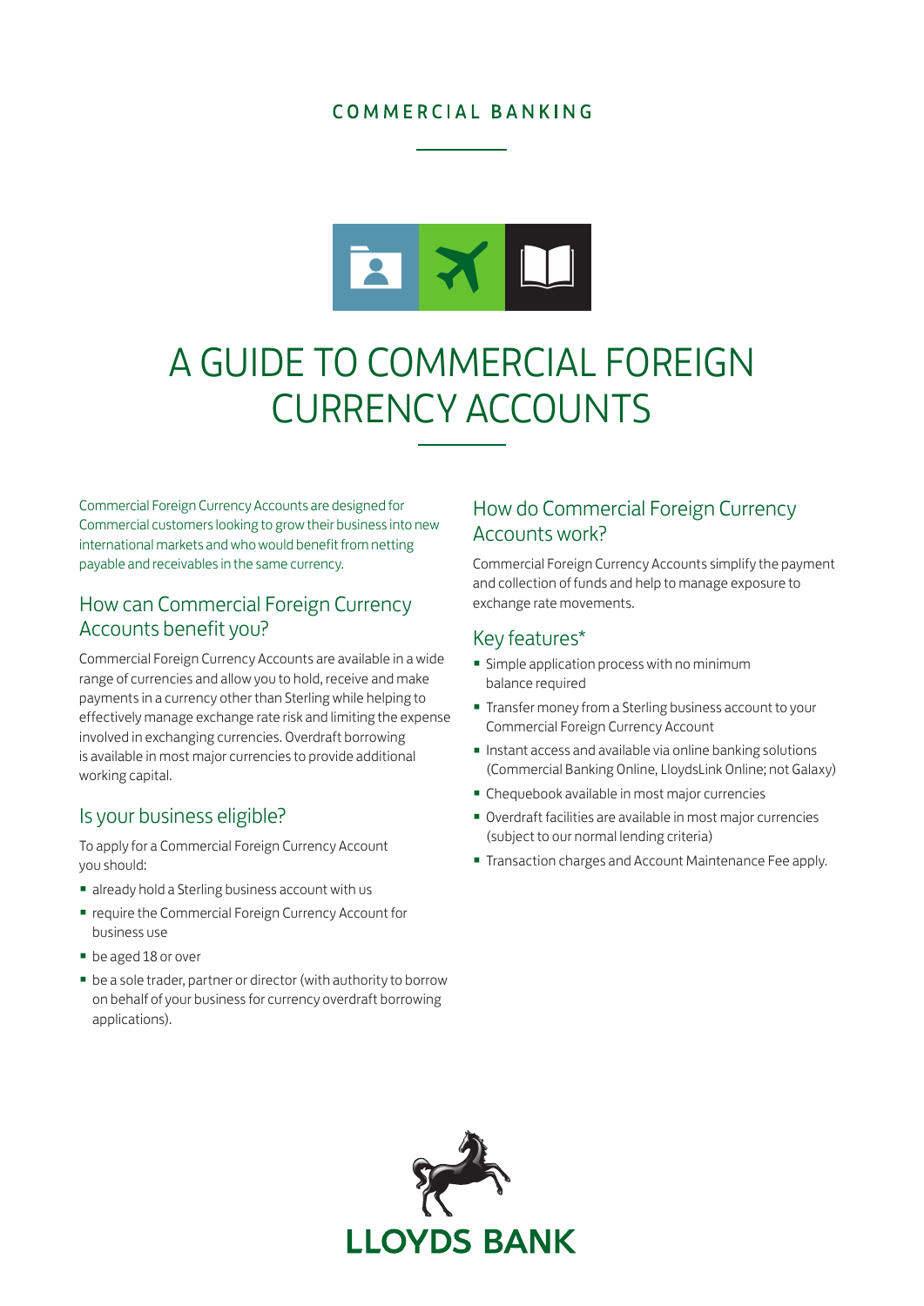COMMERCIAL BANKING

# A GUIDE TO COMMERCIAL FOREIGN CURRENCY ACCOUNTS

Commercial Foreign Currency Accounts are designed for Commercial customers looking to grow their business into new international markets and who would benefit from netting payable and receivables in the same currency.

## How can Commercial Foreign Currency Accounts benefit you?

Commercial Foreign Currency Accounts are available in a wide range of currencies and allow you to hold, receive and make payments in a currency other than Sterling while helping to effectively manage exchange rate risk and limiting the expense involved in exchanging currencies. Overdraft borrowing is available in most major currencies to provide additional working capital.

## Is your business eligible?

To apply for a Commercial Foreign Currency Account you should:

- already hold a Sterling business account with us
- require the Commercial Foreign Currency Account for business use
- be aged 18 or over
- be a sole trader, partner or director (with authority to borrow on behalf of your business for currency overdraft borrowing applications).

## How do Commercial Foreign Currency Accounts work?

Commercial Foreign Currency Accounts simplify the payment and collection of funds and help to manage exposure to exchange rate movements.

## Key features*

- Simple application process with no minimum balance required
- Transfer money from a Sterling business account to your Commercial Foreign Currency Account
- Instant access and available via online banking solutions (Commercial Banking Online, LloydsLink Online; not Galaxy)
- Chequebook available in most major currencies
- Overdraft facilities are available in most major currencies (subject to our normal lending criteria)
- Transaction charges and Account Maintenance Fee apply.

LLOYDS BANK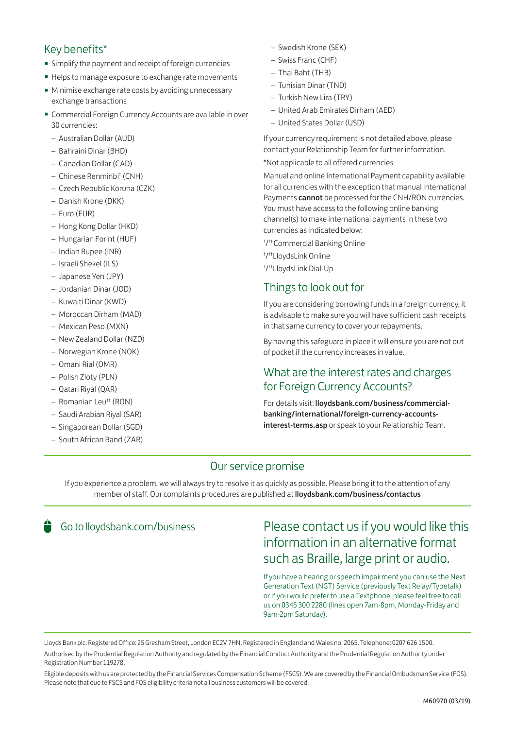## Key benefits*

- Simplify the payment and receipt of foreign currencies
- Helps to manage exposure to exchange rate movements
- Minimise exchange rate costs by avoiding unnecessary exchange transactions
- Commercial Foreign Currency Accounts are available in over 30 currencies:
  - Australian Dollar (AUD)
  - Bahraini Dinar (BHD)
  - Canadian Dollar (CAD)
  - Chinese Renminbi[†] (CNH)
  - Czech Republic Koruna (CZK)
  - Danish Krone (DKK)
  - Euro (EUR)
  - Hong Kong Dollar (HKD)
  - Hungarian Forint (HUF)
  - Indian Rupee (INR)
  - Israeli Shekel (ILS)
  - Japanese Yen (JPY)
  - Jordanian Dinar (JOD)
  - Kuwaiti Dinar (KWD)
  - Moroccan Dirham (MAD)
  - Mexican Peso (MXN)
  - New Zealand Dollar (NZD)
  - Norwegian Krone (NOK)
  - Omani Rial (OMR)
  - Polish Zloty (PLN)
  - Qatari Riyal (QAR)
  - Romanian Leu[††] (RON)
  - Saudi Arabian Riyal (SAR)
  - Singaporean Dollar (SGD)
  - South African Rand (ZAR)
  - Swedish Krone (SEK)
  - Swiss Franc (CHF)
  - Thai Baht (THB)
  - Tunisian Dinar (TND)
  - Turkish New Lira (TRY)
  - United Arab Emirates Dirham (AED)
  - United States Dollar (USD)

If your currency requirement is not detailed above, please contact your Relationship Team for further information.

*Not applicable to all offered currencies

Manual and online International Payment capability available for all currencies with the exception that manual International Payments **cannot** be processed for the CNH/RON currencies. You must have access to the following online banking channel(s) to make international payments in these two currencies as indicated below:

[†]/[††]Commercial Banking Online

[†]/[††]LloydsLink Online

[†]/[††]LloydsLink Dial-Up

## Things to look out for

If you are considering borrowing funds in a foreign currency, it is advisable to make sure you will have sufficient cash receipts in that same currency to cover your repayments.

By having this safeguard in place it will ensure you are not out of pocket if the currency increases in value.

## What are the interest rates and charges for Foreign Currency Accounts?

For details visit: **lloydsbank.com/business/commercial-banking/international/foreign-currency-accounts-interest-terms.asp** or speak to your Relationship Team.

## Our service promise

If you experience a problem, we will always try to resolve it as quickly as possible. Please bring it to the attention of any member of staff. Our complaints procedures are published at **lloydsbank.com/business/contactus**

Go to lloydsbank.com/business

## Please contact us if you would like this information in an alternative format such as Braille, large print or audio.

If you have a hearing or speech impairment you can use the Next Generation Text (NGT) Service (previously Text Relay/Typetalk) or if you would prefer to use a Textphone, please feel free to call us on 0345 300 2280 (lines open 7am-8pm, Monday-Friday and 9am-2pm Saturday).

Lloyds Bank plc. Registered Office: 25 Gresham Street, London EC2V 7HN. Registered in England and Wales no. 2065. Telephone: 0207 626 1500.

Authorised by the Prudential Regulation Authority and regulated by the Financial Conduct Authority and the Prudential Regulation Authority under Registration Number 119278.

Eligible deposits with us are protected by the Financial Services Compensation Scheme (FSCS). We are covered by the Financial Ombudsman Service (FOS). Please note that due to FSCS and FOS eligibility criteria not all business customers will be covered.

M60970 (03/19)